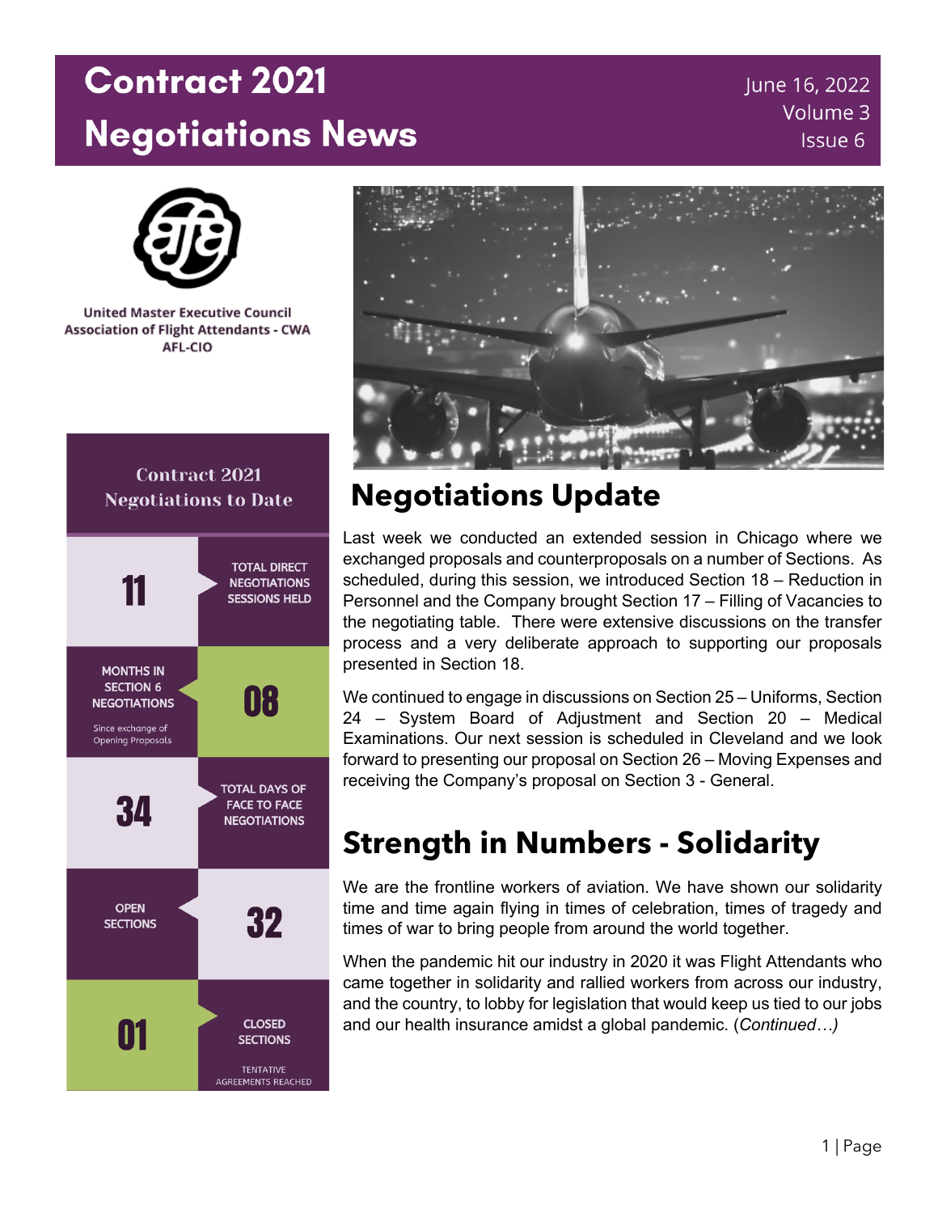# Contract 2021 Negotiations News

June 16, 2022
Volume 3
Issue 6

United Master Executive Council
Association of Flight Attendants - CWA
AFL-CIO

## Contract 2021 Negotiations to Date

| | |
|---|---|
| 11 | TOTAL DIRECT NEGOTIATIONS SESSIONS HELD |
| MONTHS IN SECTION 6 NEGOTIATIONS (Since exchange of Opening Proposals) | 08 |
| 34 | TOTAL DAYS OF FACE TO FACE NEGOTIATIONS |
| OPEN SECTIONS | 32 |
| 01 | CLOSED SECTIONS (TENTATIVE AGREEMENTS REACHED) |

## Negotiations Update

Last week we conducted an extended session in Chicago where we exchanged proposals and counterproposals on a number of Sections. As scheduled, during this session, we introduced Section 18 – Reduction in Personnel and the Company brought Section 17 – Filling of Vacancies to the negotiating table. There were extensive discussions on the transfer process and a very deliberate approach to supporting our proposals presented in Section 18.

We continued to engage in discussions on Section 25 – Uniforms, Section 24 – System Board of Adjustment and Section 20 – Medical Examinations. Our next session is scheduled in Cleveland and we look forward to presenting our proposal on Section 26 – Moving Expenses and receiving the Company's proposal on Section 3 - General.

## Strength in Numbers - Solidarity

We are the frontline workers of aviation. We have shown our solidarity time and time again flying in times of celebration, times of tragedy and times of war to bring people from around the world together.

When the pandemic hit our industry in 2020 it was Flight Attendants who came together in solidarity and rallied workers from across our industry, and the country, to lobby for legislation that would keep us tied to our jobs and our health insurance amidst a global pandemic. (*Continued…)*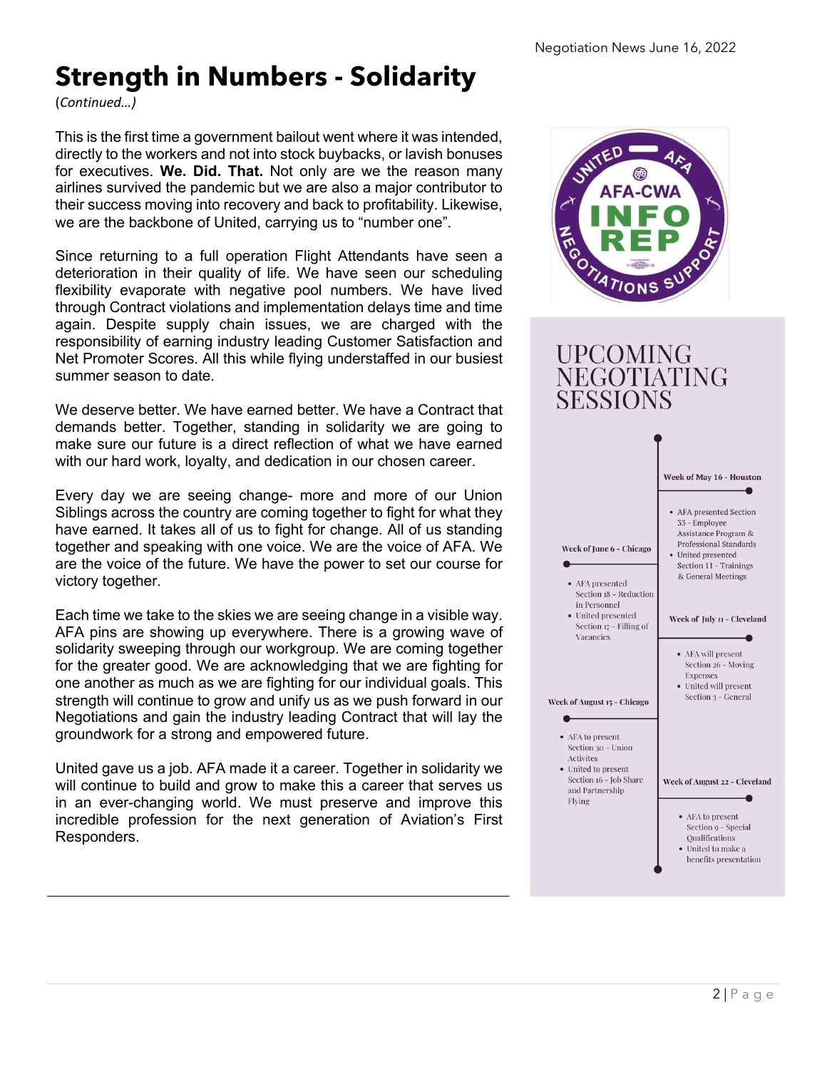# Strength in Numbers - Solidarity

(*Continued…)*

This is the first time a government bailout went where it was intended, directly to the workers and not into stock buybacks, or lavish bonuses for executives. **We. Did. That.** Not only are we the reason many airlines survived the pandemic but we are also a major contributor to their success moving into recovery and back to profitability. Likewise, we are the backbone of United, carrying us to "number one".

Since returning to a full operation Flight Attendants have seen a deterioration in their quality of life. We have seen our scheduling flexibility evaporate with negative pool numbers. We have lived through Contract violations and implementation delays time and time again. Despite supply chain issues, we are charged with the responsibility of earning industry leading Customer Satisfaction and Net Promoter Scores. All this while flying understaffed in our busiest summer season to date.

We deserve better. We have earned better. We have a Contract that demands better. Together, standing in solidarity we are going to make sure our future is a direct reflection of what we have earned with our hard work, loyalty, and dedication in our chosen career.

Every day we are seeing change- more and more of our Union Siblings across the country are coming together to fight for what they have earned. It takes all of us to fight for change. All of us standing together and speaking with one voice. We are the voice of AFA. We are the voice of the future. We have the power to set our course for victory together.

Each time we take to the skies we are seeing change in a visible way. AFA pins are showing up everywhere. There is a growing wave of solidarity sweeping through our workgroup. We are coming together for the greater good. We are acknowledging that we are fighting for one another as much as we are fighting for our individual goals. This strength will continue to grow and unify us as we push forward in our Negotiations and gain the industry leading Contract that will lay the groundwork for a strong and empowered future.

United gave us a job. AFA made it a career. Together in solidarity we will continue to build and grow to make this a career that serves us in an ever-changing world. We must preserve and improve this incredible profession for the next generation of Aviation's First Responders.

UNITED AFA
AFA-CWA
INFO REP
NEGOTIATIONS SUPPORT

## UPCOMING NEGOTIATING SESSIONS

**Week of May 16 - Houston**
- AFA presented Section 33 - Employee Assistance Program & Professional Standards
- United presented Section 11 - Trainings & General Meetings

**Week of June 6 - Chicago**
- AFA presented Section 18 - Reduction in Personnel
- United presented Section 17 - Filling of Vacancies

**Week of July 11 - Cleveland**
- AFA will present Section 26 - Moving Expenses
- United will present Section 3 - General

**Week of August 15 - Chicago**
- AFA to present Section 30 - Union Activites
- United to present Section 16 - Job Share and Partnership Flying

**Week of August 22 - Cleveland**
- AFA to present Section 9 - Special Qualifications
- United to make a benefits presentation